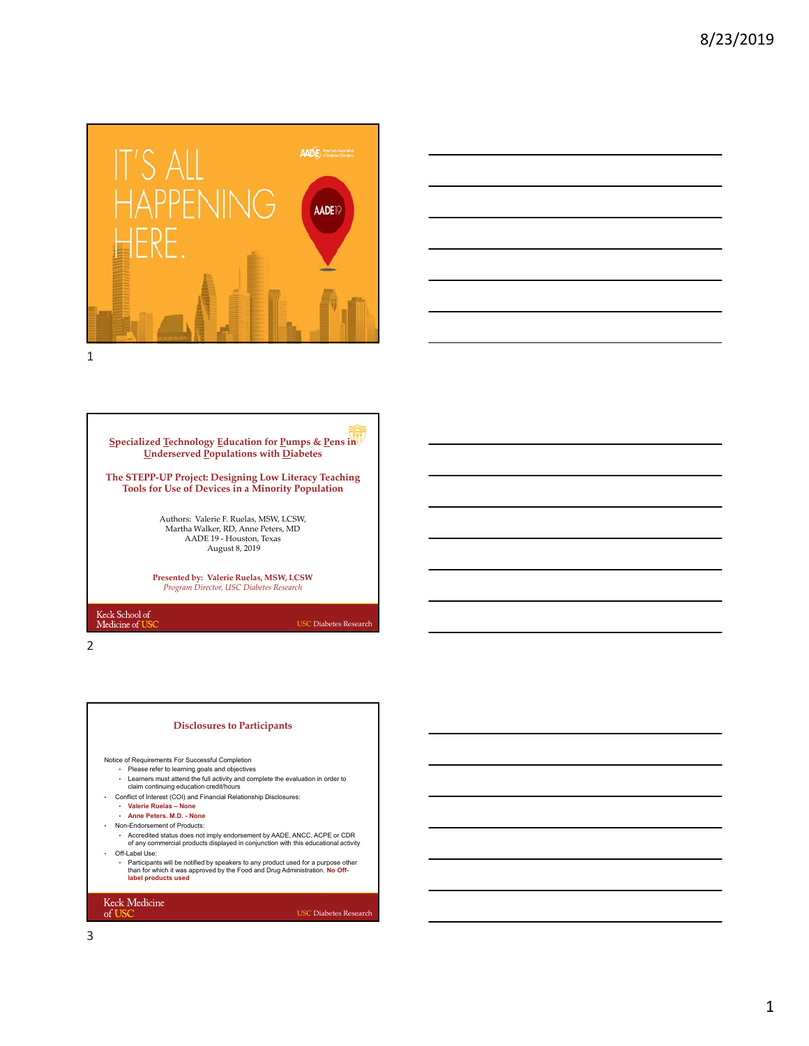IT'S ALL HAPPENING HERE.

AADE American Association of Diabetes Educators

AADE19

## Specialized Technology Education for Pumps & Pens in Underserved Populations with Diabetes

### The STEPP-UP Project: Designing Low Literacy Teaching Tools for Use of Devices in a Minority Population

Authors: Valerie F. Ruelas, MSW, LCSW, Martha Walker, RD, Anne Peters, MD
AADE 19 - Houston, Texas
August 8, 2019

**Presented by: Valerie Ruelas, MSW, LCSW**
*Program Director, USC Diabetes Research*

Keck School of Medicine of USC — USC Diabetes Research

## Disclosures to Participants

Notice of Requirements For Successful Completion
- Please refer to learning goals and objectives
- Learners must attend the full activity and complete the evaluation in order to claim continuing education credit/hours

- Conflict of Interest (COI) and Financial Relationship Disclosures:
  - **Valerie Ruelas – None**
  - **Anne Peters. M.D. - None**
- Non-Endorsement of Products:
  - Accredited status does not imply endorsement by AADE, ANCC, ACPE or CDR of any commercial products displayed in conjunction with this educational activity
- Off-Label Use:
  - Participants will be notified by speakers to any product used for a purpose other than for which it was approved by the Food and Drug Administration. **No Off-label products used**

Keck Medicine of USC — USC Diabetes Research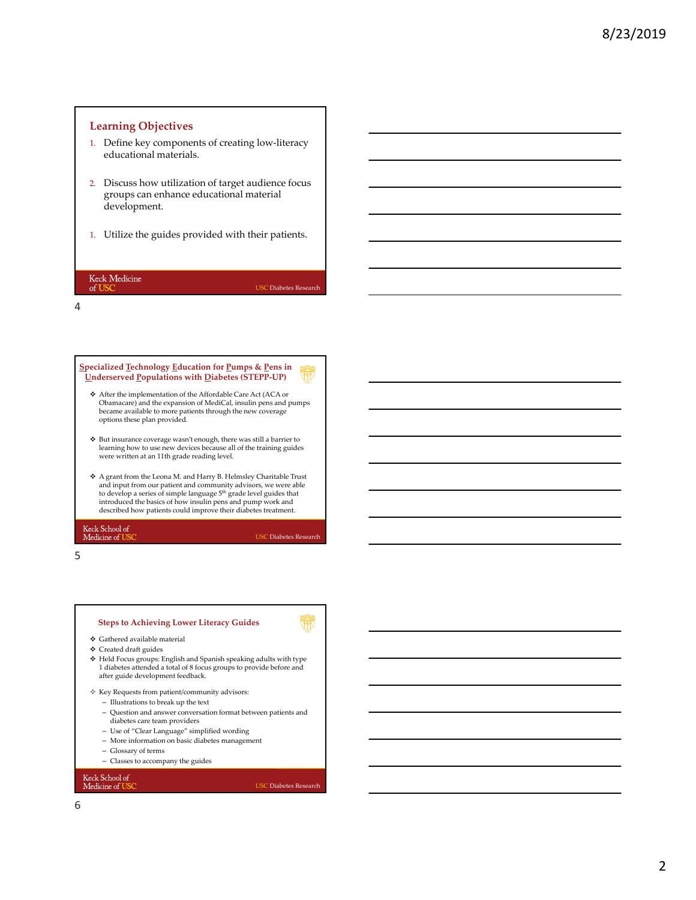## Learning Objectives

1. Define key components of creating low-literacy educational materials.

2. Discuss how utilization of target audience focus groups can enhance educational material development.

1. Utilize the guides provided with their patients.

Keck Medicine of USC — USC Diabetes Research

## Specialized Technology Education for Pumps & Pens in Underserved Populations with Diabetes (STEPP-UP)

- After the implementation of the Affordable Care Act (ACA or Obamacare) and the expansion of MediCal, insulin pens and pumps became available to more patients through the new coverage options these plan provided.

- But insurance coverage wasn't enough, there was still a barrier to learning how to use new devices because all of the training guides were written at an 11th grade reading level.

- A grant from the Leona M. and Harry B. Helmsley Charitable Trust and input from our patient and community advisors, we were able to develop a series of simple language 5th grade level guides that introduced the basics of how insulin pens and pump work and described how patients could improve their diabetes treatment.

Keck School of Medicine of USC — USC Diabetes Research

## Steps to Achieving Lower Literacy Guides

- Gathered available material
- Created draft guides
- Held Focus groups: English and Spanish speaking adults with type 1 diabetes attended a total of 8 focus groups to provide before and after guide development feedback.

- Key Requests from patient/community advisors:
  - Illustrations to break up the text
  - Question and answer conversation format between patients and diabetes care team providers
  - Use of "Clear Language" simplified wording
  - More information on basic diabetes management
  - Glossary of terms
  - Classes to accompany the guides

Keck School of Medicine of USC — USC Diabetes Research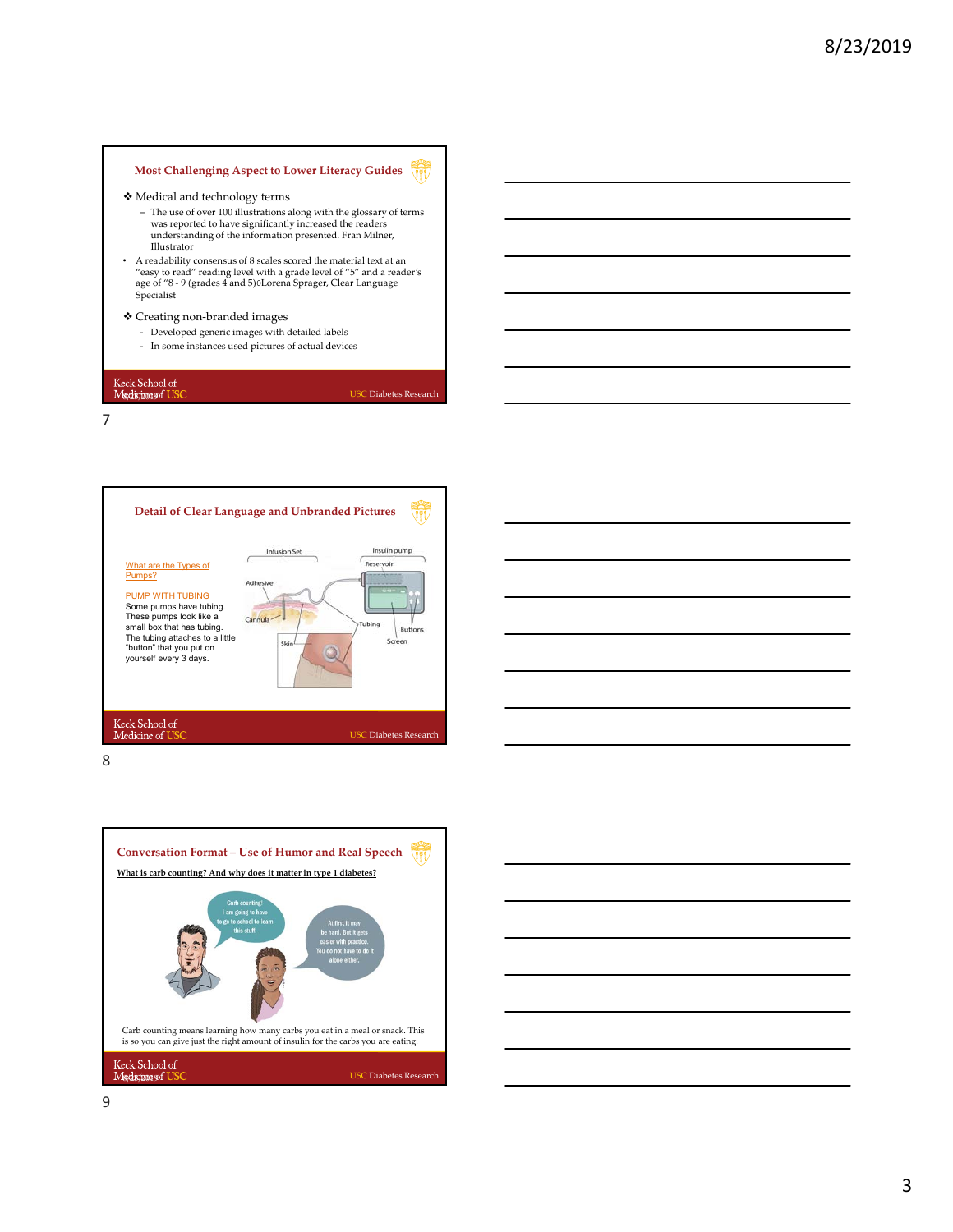## Most Challenging Aspect to Lower Literacy Guides

- ❖ Medical and technology terms
  - The use of over 100 illustrations along with the glossary of terms was reported to have significantly increased the readers understanding of the information presented. Fran Milner, Illustrator
- A readability consensus of 8 scales scored the material text at an "easy to read" reading level with a grade level of "5" and a reader's age of "8 - 9 (grades 4 and 5)0Lorena Sprager, Clear Language Specialist
- ❖ Creating non-branded images
  - Developed generic images with detailed labels
  - In some instances used pictures of actual devices

Keck School of Medicine of USC — USC Diabetes Research

## Detail of Clear Language and Unbranded Pictures

What are the Types of Pumps?

PUMP WITH TUBING

Some pumps have tubing. These pumps look like a small box that has tubing. The tubing attaches to a little "button" that you put on yourself every 3 days.

Infusion Set, Insulin pump, Reservoir, Adhesive, Cannula, Tubing, Buttons, Screen, Skin

Keck School of Medicine of USC — USC Diabetes Research

## Conversation Format – Use of Humor and Real Speech

**What is carb counting? And why does it matter in type 1 diabetes?**

Carb counting! I am going to have to go to school to learn this stuff.

At first it may be hard. But it gets easier with practice. You do not have to do it alone either.

Carb counting means learning how many carbs you eat in a meal or snack. This is so you can give just the right amount of insulin for the carbs you are eating.

Keck School of Medicine of USC — USC Diabetes Research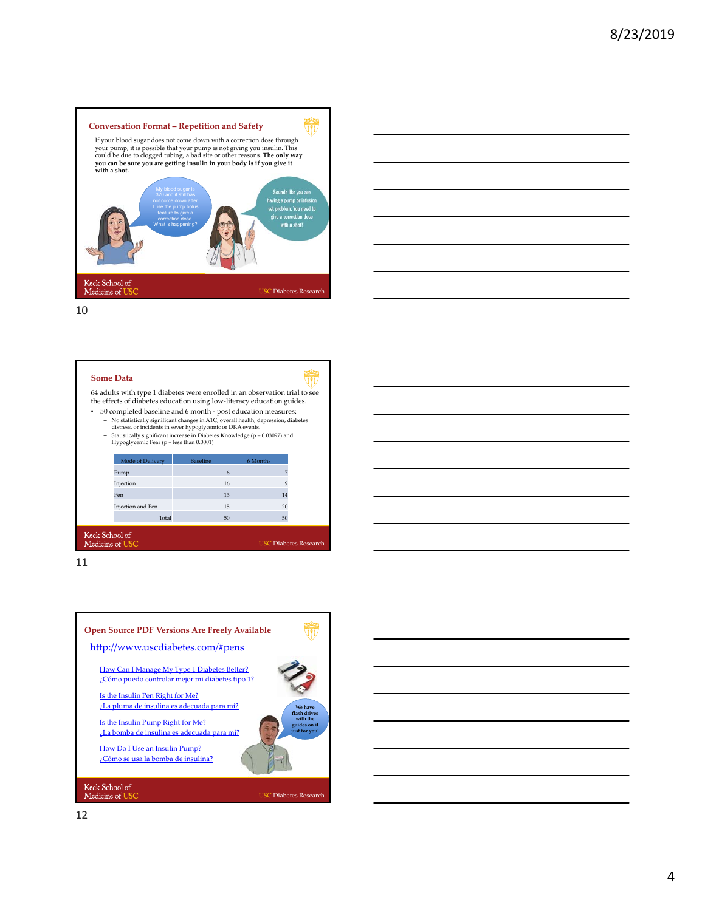## Conversation Format – Repetition and Safety

If your blood sugar does not come down with a correction dose through your pump, it is possible that your pump is not giving you insulin. This could be due to clogged tubing, a bad site or other reasons. **The only way you can be sure you are getting insulin in your body is if you give it with a shot.**

My blood sugar is 320 and it still has not come down after I use the pump bolus feature to give a correction dose. What is happening?

Sounds like you are having a pump or infusion set problem. You need to give a correction dose with a shot!

Keck School of Medicine of USC — USC Diabetes Research

## Some Data

64 adults with type 1 diabetes were enrolled in an observation trial to see the effects of diabetes education using low-literacy education guides.

- 50 completed baseline and 6 month - post education measures:
  - No statistically significant changes in A1C, overall health, depression, diabetes distress, or incidents in sever hypoglycemic or DKA events.
  - Statistically significant increase in Diabetes Knowledge (p = 0.03097) and Hypoglycemic Fear (p = less than 0.0001)

| Mode of Delivery | Baseline | 6 Months |
|---|---|---|
| Pump | 6 | 7 |
| Injection | 16 | 9 |
| Pen | 13 | 14 |
| Injection and Pen | 15 | 20 |
| Total | 50 | 50 |

Keck School of Medicine of USC — USC Diabetes Research

## Open Source PDF Versions Are Freely Available

http://www.uscdiabetes.com/#pens

How Can I Manage My Type 1 Diabetes Better?
¿Cómo puedo controlar mejor mi diabetes tipo 1?

Is the Insulin Pen Right for Me?
¿La pluma de insulina es adecuada para mí?

Is the Insulin Pump Right for Me?
¿La bomba de insulina es adecuada para mí?

How Do I Use an Insulin Pump?
¿Cómo se usa la bomba de insulina?

We have flash drives with the guides on it just for you!

Keck School of Medicine of USC — USC Diabetes Research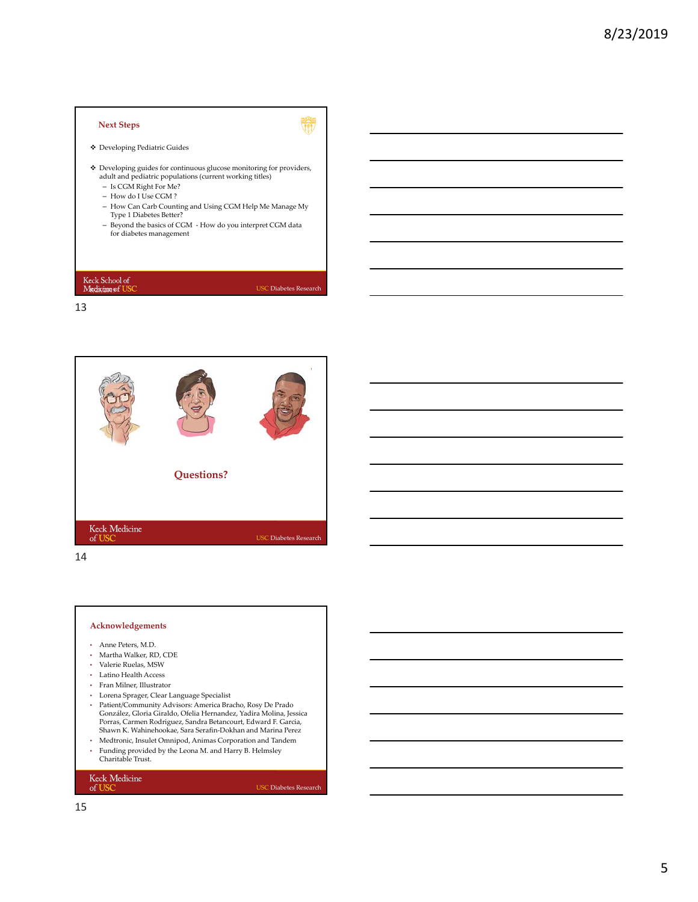## Next Steps

- ❖ Developing Pediatric Guides
- ❖ Developing guides for continuous glucose monitoring for providers, adult and pediatric populations (current working titles)
  - Is CGM Right For Me?
  - How do I Use CGM ?
  - How Can Carb Counting and Using CGM Help Me Manage My Type 1 Diabetes Better?
  - Beyond the basics of CGM - How do you interpret CGM data for diabetes management

Keck School of Medicine of USC

USC Diabetes Research

## Questions?

Keck Medicine of USC

USC Diabetes Research

## Acknowledgements

- Anne Peters, M.D.
- Martha Walker, RD, CDE
- Valerie Ruelas, MSW
- Latino Health Access
- Fran Milner, Illustrator
- Lorena Sprager, Clear Language Specialist
- Patient/Community Advisors: America Bracho, Rosy De Prado González, Gloria Giraldo, Ofelia Hernandez, Yadira Molina, Jessica Porras, Carmen Rodriguez, Sandra Betancourt, Edward F. Garcia, Shawn K. Wahinehookae, Sara Serafin-Dokhan and Marina Perez
- Medtronic, Insulet Omnipod, Animas Corporation and Tandem
- Funding provided by the Leona M. and Harry B. Helmsley Charitable Trust.

Keck Medicine of USC

USC Diabetes Research